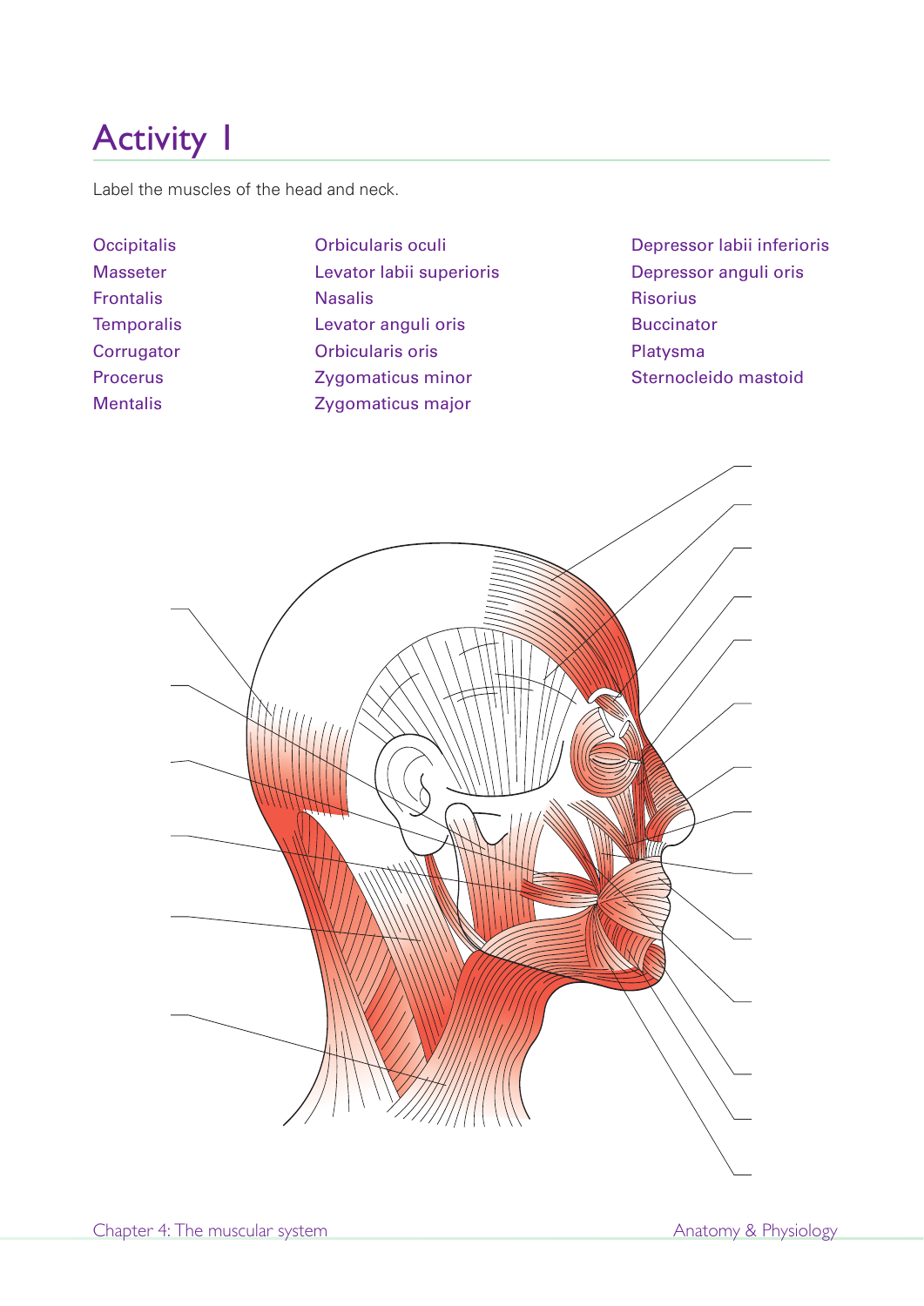# Activity 1

Label the muscles of the head and neck.

Occipitalis
Masseter
Frontalis
Temporalis
Corrugator
Procerus
Mentalis
Orbicularis oculi
Levator labii superioris
Nasalis
Levator anguli oris
Orbicularis oris
Zygomaticus minor
Zygomaticus major
Depressor labii inferioris
Depressor anguli oris
Risorius
Buccinator
Platysma
Sternocleido mastoid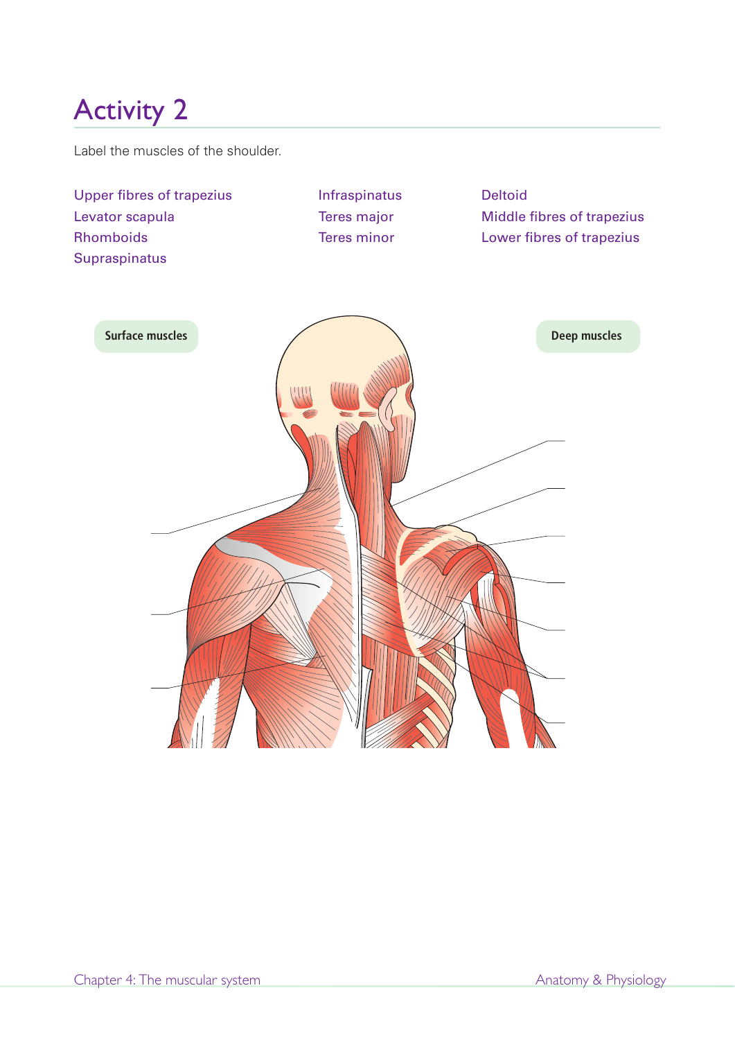# Activity 2

Label the muscles of the shoulder.

Upper fibres of trapezius
Levator scapula
Rhomboids
Supraspinatus

Infraspinatus
Teres major
Teres minor

Deltoid
Middle fibres of trapezius
Lower fibres of trapezius

Surface muscles

Deep muscles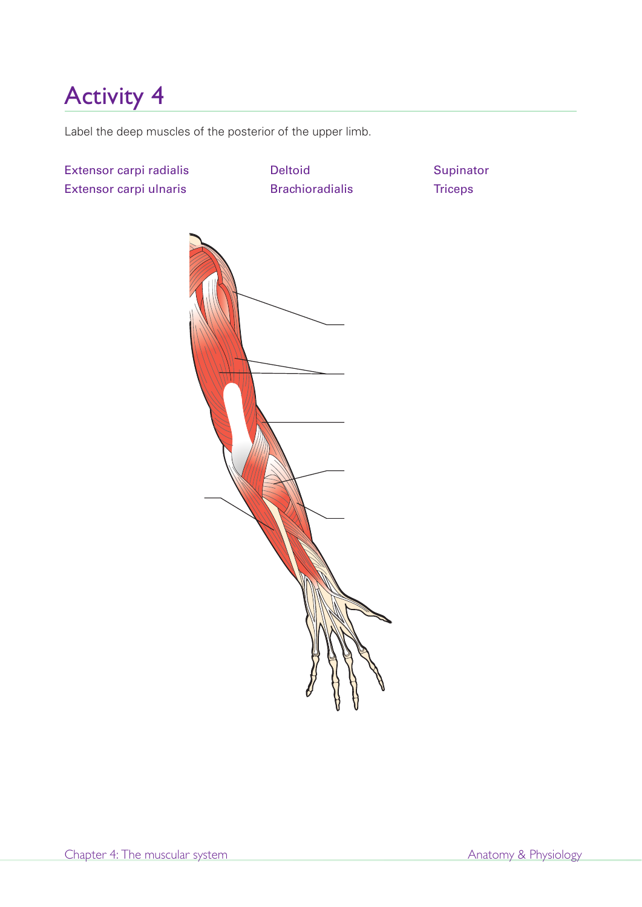# Activity 4

Label the deep muscles of the posterior of the upper limb.

Extensor carpi radialis
Extensor carpi ulnaris
Deltoid
Brachioradialis
Supinator
Triceps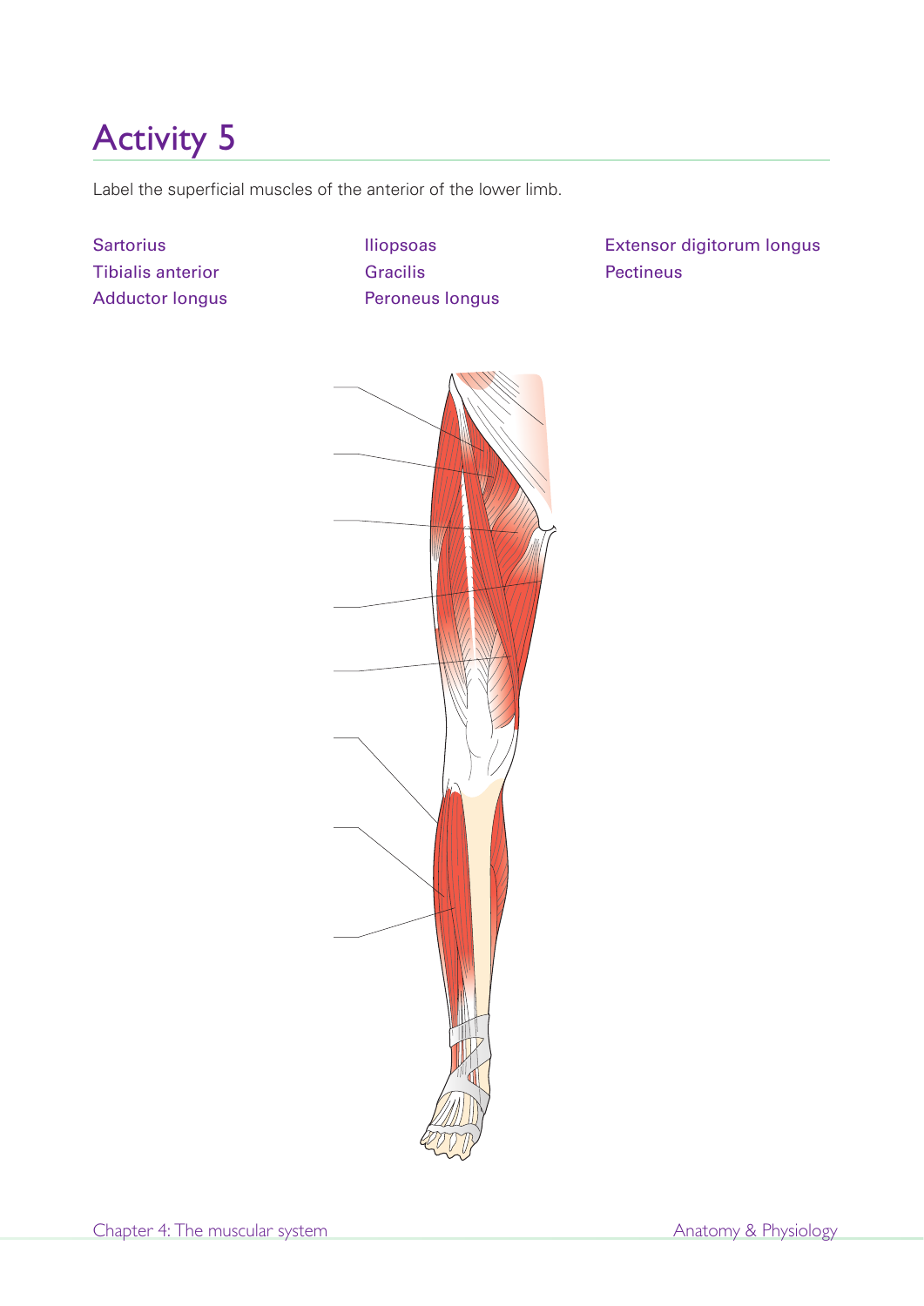# Activity 5

Label the superficial muscles of the anterior of the lower limb.

Sartorius
Tibialis anterior
Adductor longus
Iliopsoas
Gracilis
Peroneus longus
Extensor digitorum longus
Pectineus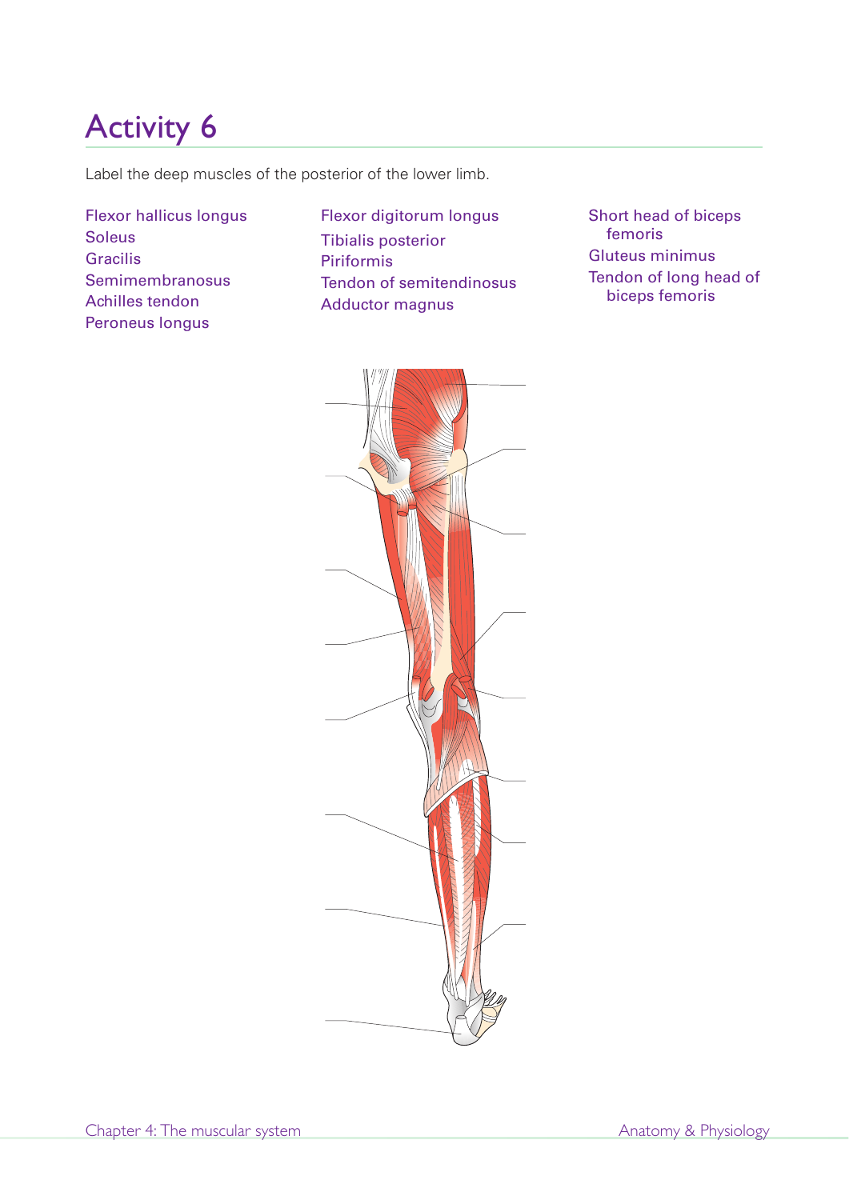# Activity 6

Label the deep muscles of the posterior of the lower limb.

Flexor hallucis longus
Soleus
Gracilis
Semimembranosus
Achilles tendon
Peroneus longus

Flexor digitorum longus
Tibialis posterior
Piriformis
Tendon of semitendinosus
Adductor magnus

Short head of biceps femoris
Gluteus minimus
Tendon of long head of biceps femoris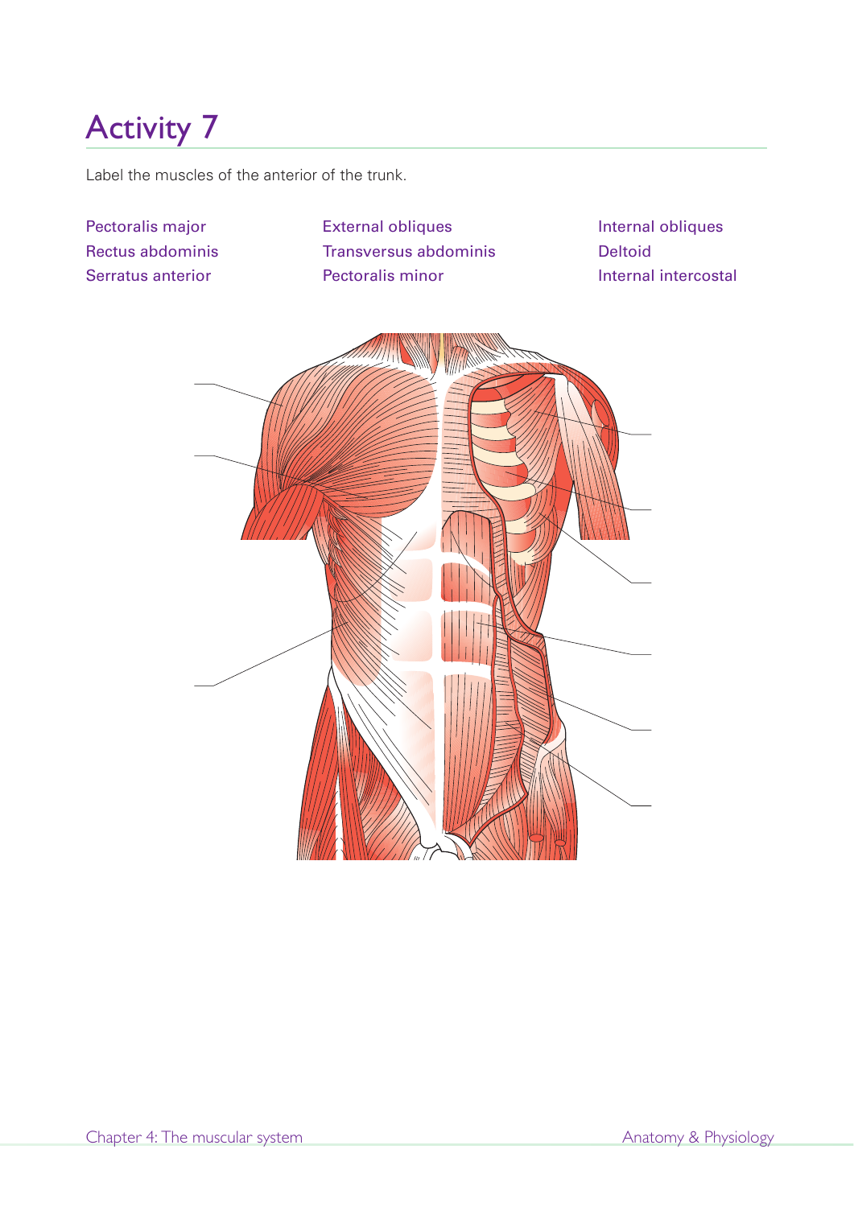# Activity 7

Label the muscles of the anterior of the trunk.

| | | |
|---|---|---|
| Pectoralis major | External obliques | Internal obliques |
| Rectus abdominis | Transversus abdominis | Deltoid |
| Serratus anterior | Pectoralis minor | Internal intercostal |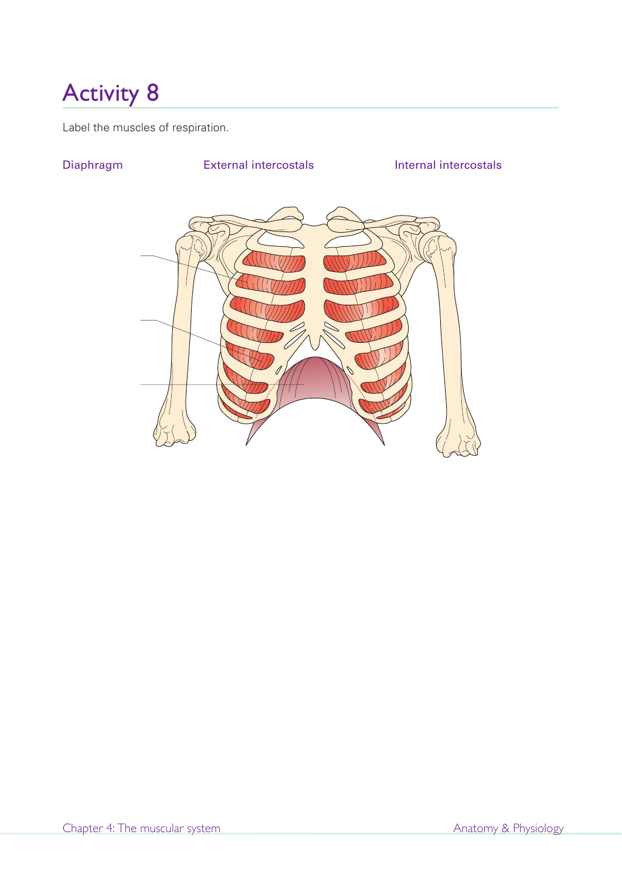# Activity 8

Label the muscles of respiration.

Diaphragm External intercostals Internal intercostals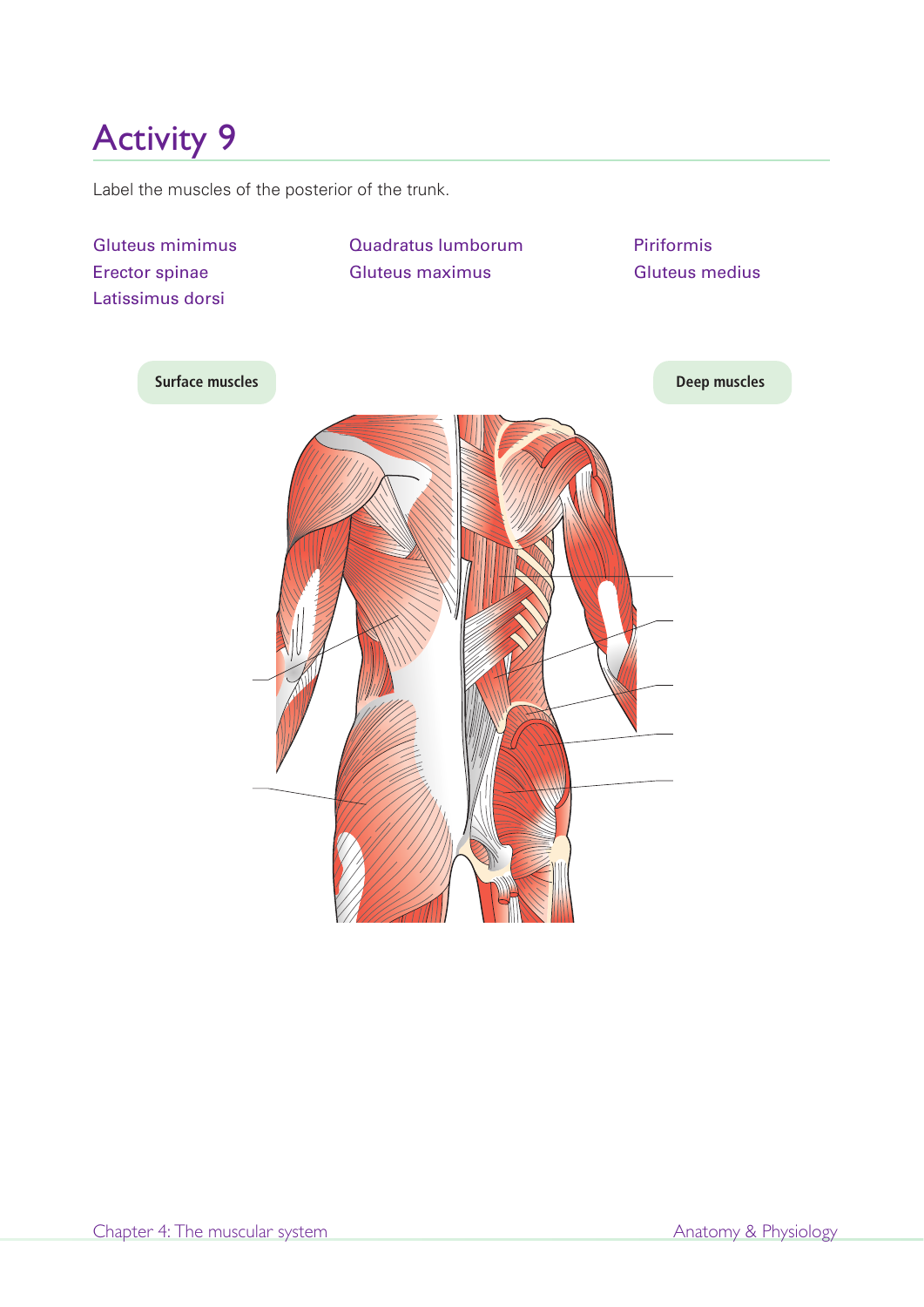# Activity 9

Label the muscles of the posterior of the trunk.

- Gluteus mimimus
- Erector spinae
- Latissimus dorsi
- Quadratus lumborum
- Gluteus maximus
- Piriformis
- Gluteus medius

**Surface muscles**

**Deep muscles**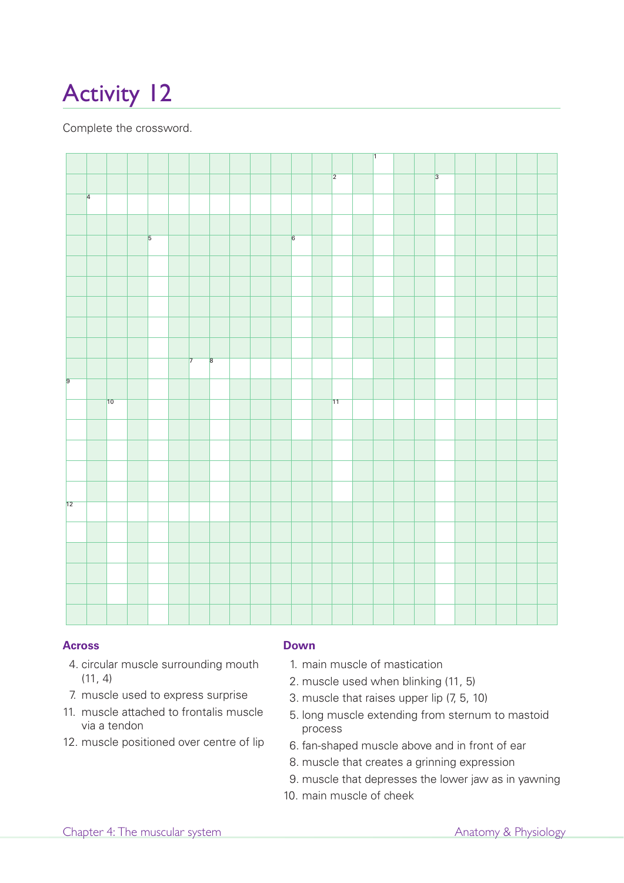# Activity 12

Complete the crossword.

### Across

4. circular muscle surrounding mouth (11, 4)
7. muscle used to express surprise
11. muscle attached to frontalis muscle via a tendon
12. muscle positioned over centre of lip

### Down

1. main muscle of mastication
2. muscle used when blinking (11, 5)
3. muscle that raises upper lip (7, 5, 10)
5. long muscle extending from sternum to mastoid process
6. fan-shaped muscle above and in front of ear
8. muscle that creates a grinning expression
9. muscle that depresses the lower jaw as in yawning
10. main muscle of cheek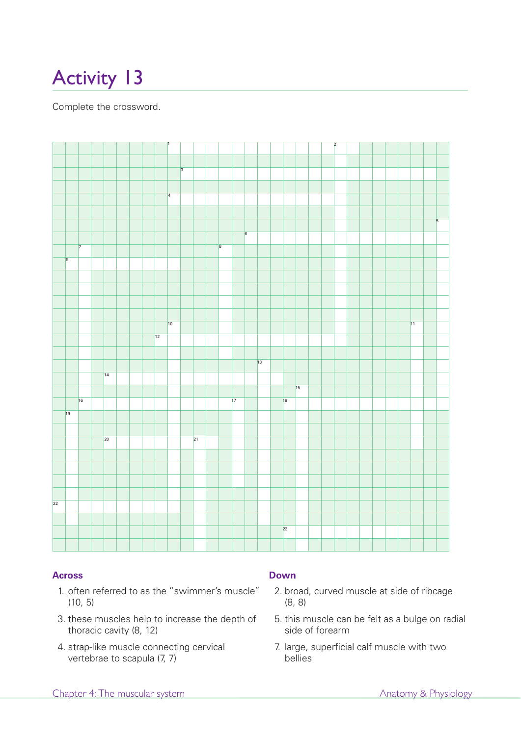# Activity 13

Complete the crossword.

## Across

1. often referred to as the "swimmer's muscle" (10, 5)
3. these muscles help to increase the depth of thoracic cavity (8, 12)
4. strap-like muscle connecting cervical vertebrae to scapula (7, 7)

## Down

2. broad, curved muscle at side of ribcage (8, 8)
5. this muscle can be felt as a bulge on radial side of forearm
7. large, superficial calf muscle with two bellies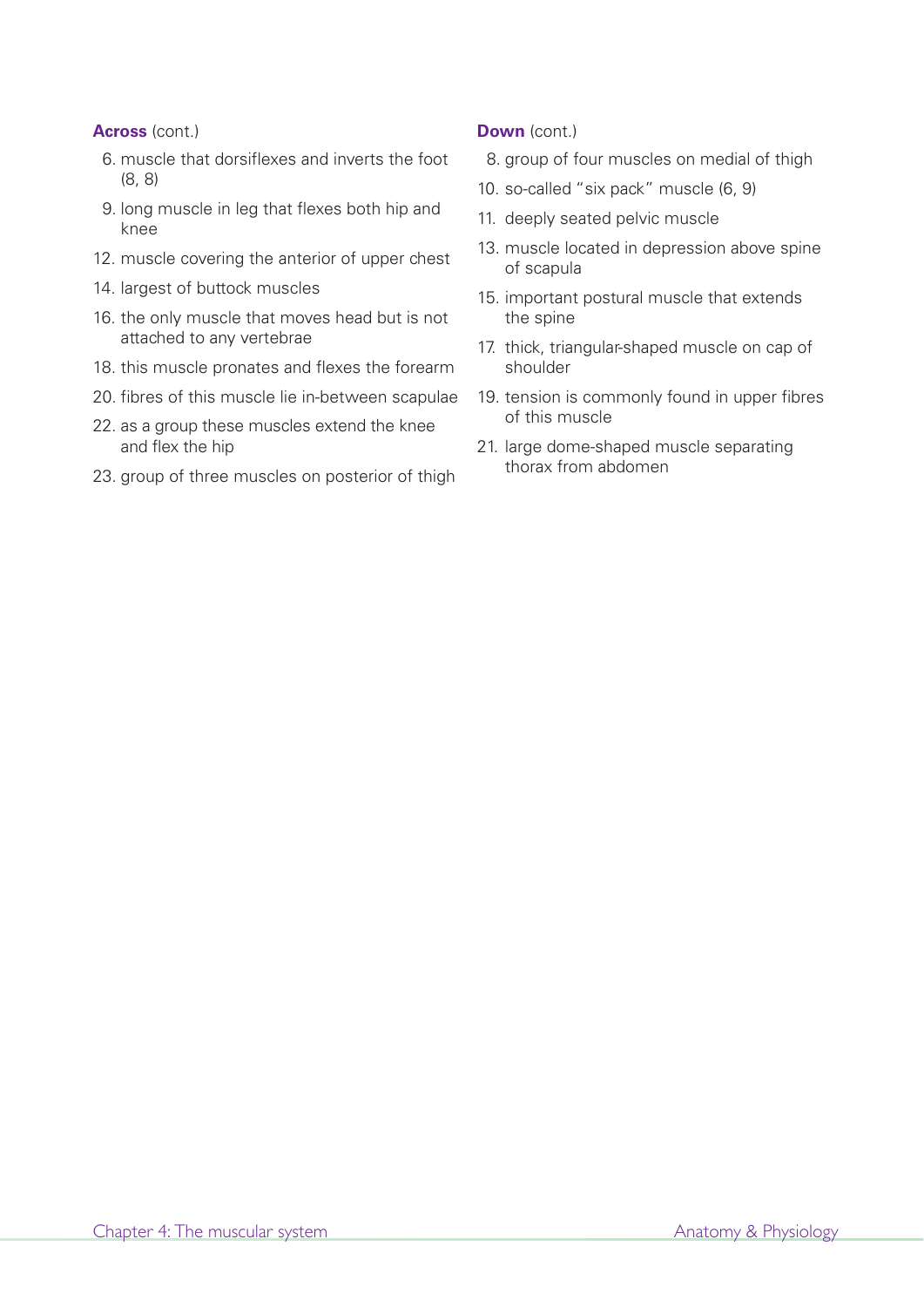**Across** (cont.)

6. muscle that dorsiflexes and inverts the foot (8, 8)
9. long muscle in leg that flexes both hip and knee
12. muscle covering the anterior of upper chest
14. largest of buttock muscles
16. the only muscle that moves head but is not attached to any vertebrae
18. this muscle pronates and flexes the forearm
20. fibres of this muscle lie in-between scapulae
22. as a group these muscles extend the knee and flex the hip
23. group of three muscles on posterior of thigh

**Down** (cont.)

8. group of four muscles on medial of thigh
10. so-called "six pack" muscle (6, 9)
11. deeply seated pelvic muscle
13. muscle located in depression above spine of scapula
15. important postural muscle that extends the spine
17. thick, triangular-shaped muscle on cap of shoulder
19. tension is commonly found in upper fibres of this muscle
21. large dome-shaped muscle separating thorax from abdomen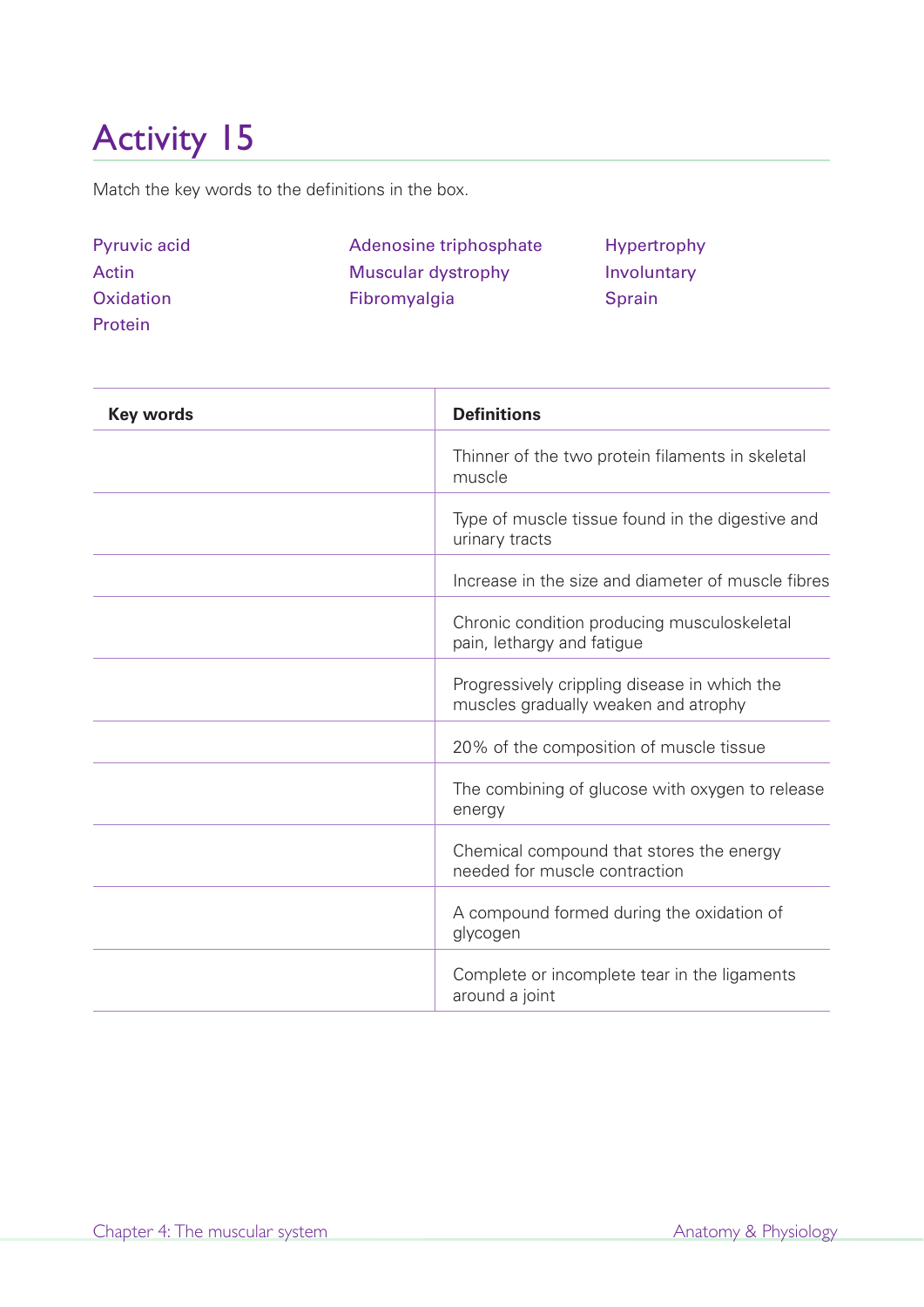# Activity 15

Match the key words to the definitions in the box.

Pyruvic acid
Actin
Oxidation
Protein
Adenosine triphosphate
Muscular dystrophy
Fibromyalgia
Hypertrophy
Involuntary
Sprain

| Key words | Definitions |
|---|---|
| | Thinner of the two protein filaments in skeletal muscle |
| | Type of muscle tissue found in the digestive and urinary tracts |
| | Increase in the size and diameter of muscle fibres |
| | Chronic condition producing musculoskeletal pain, lethargy and fatigue |
| | Progressively crippling disease in which the muscles gradually weaken and atrophy |
| | 20% of the composition of muscle tissue |
| | The combining of glucose with oxygen to release energy |
| | Chemical compound that stores the energy needed for muscle contraction |
| | A compound formed during the oxidation of glycogen |
| | Complete or incomplete tear in the ligaments around a joint |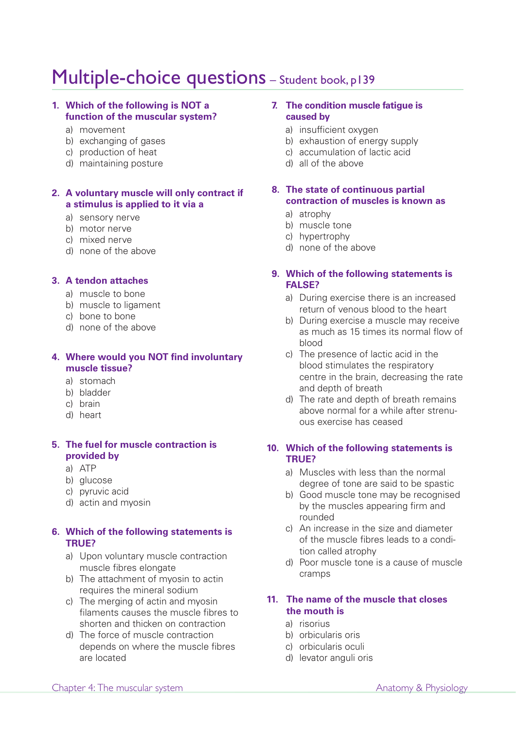# Multiple-choice questions – Student book, p139

**1. Which of the following is NOT a function of the muscular system?**

a) movement
b) exchanging of gases
c) production of heat
d) maintaining posture

**2. A voluntary muscle will only contract if a stimulus is applied to it via a**

a) sensory nerve
b) motor nerve
c) mixed nerve
d) none of the above

**3. A tendon attaches**

a) muscle to bone
b) muscle to ligament
c) bone to bone
d) none of the above

**4. Where would you NOT find involuntary muscle tissue?**

a) stomach
b) bladder
c) brain
d) heart

**5. The fuel for muscle contraction is provided by**

a) ATP
b) glucose
c) pyruvic acid
d) actin and myosin

**6. Which of the following statements is TRUE?**

a) Upon voluntary muscle contraction muscle fibres elongate
b) The attachment of myosin to actin requires the mineral sodium
c) The merging of actin and myosin filaments causes the muscle fibres to shorten and thicken on contraction
d) The force of muscle contraction depends on where the muscle fibres are located

**7. The condition muscle fatigue is caused by**

a) insufficient oxygen
b) exhaustion of energy supply
c) accumulation of lactic acid
d) all of the above

**8. The state of continuous partial contraction of muscles is known as**

a) atrophy
b) muscle tone
c) hypertrophy
d) none of the above

**9. Which of the following statements is FALSE?**

a) During exercise there is an increased return of venous blood to the heart
b) During exercise a muscle may receive as much as 15 times its normal flow of blood
c) The presence of lactic acid in the blood stimulates the respiratory centre in the brain, decreasing the rate and depth of breath
d) The rate and depth of breath remains above normal for a while after strenuous exercise has ceased

**10. Which of the following statements is TRUE?**

a) Muscles with less than the normal degree of tone are said to be spastic
b) Good muscle tone may be recognised by the muscles appearing firm and rounded
c) An increase in the size and diameter of the muscle fibres leads to a condition called atrophy
d) Poor muscle tone is a cause of muscle cramps

**11. The name of the muscle that closes the mouth is**

a) risorius
b) orbicularis oris
c) orbicularis oculi
d) levator anguli oris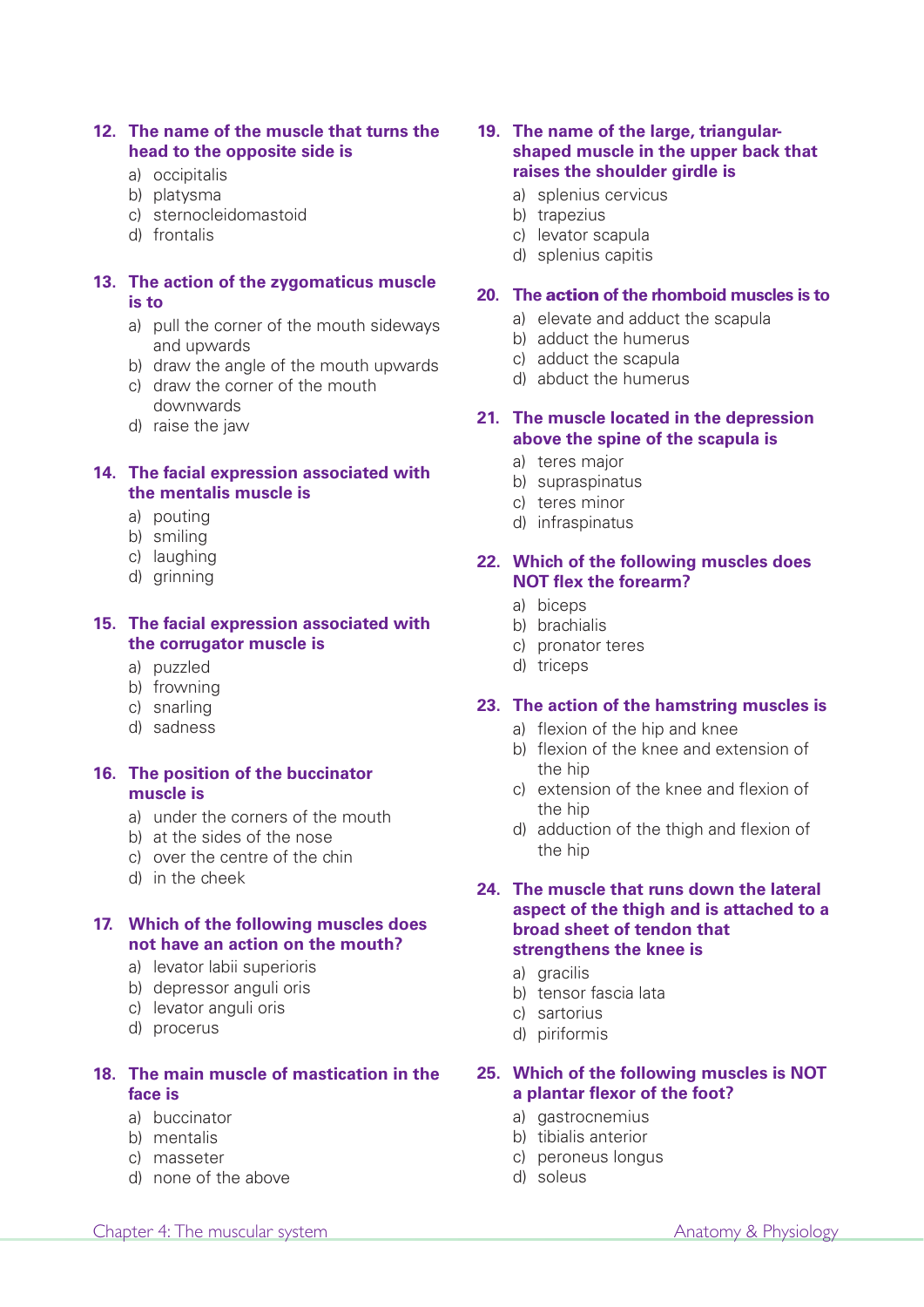**12. The name of the muscle that turns the head to the opposite side is**

a) occipitalis
b) platysma
c) sternocleidomastoid
d) frontalis

**13. The action of the zygomaticus muscle is to**

a) pull the corner of the mouth sideways and upwards
b) draw the angle of the mouth upwards
c) draw the corner of the mouth downwards
d) raise the jaw

**14. The facial expression associated with the mentalis muscle is**

a) pouting
b) smiling
c) laughing
d) grinning

**15. The facial expression associated with the corrugator muscle is**

a) puzzled
b) frowning
c) snarling
d) sadness

**16. The position of the buccinator muscle is**

a) under the corners of the mouth
b) at the sides of the nose
c) over the centre of the chin
d) in the cheek

**17. Which of the following muscles does not have an action on the mouth?**

a) levator labii superioris
b) depressor anguli oris
c) levator anguli oris
d) procerus

**18. The main muscle of mastication in the face is**

a) buccinator
b) mentalis
c) masseter
d) none of the above

**19. The name of the large, triangular-shaped muscle in the upper back that raises the shoulder girdle is**

a) splenius cervicus
b) trapezius
c) levator scapula
d) splenius capitis

**20. The action of the rhomboid muscles is to**

a) elevate and adduct the scapula
b) adduct the humerus
c) adduct the scapula
d) abduct the humerus

**21. The muscle located in the depression above the spine of the scapula is**

a) teres major
b) supraspinatus
c) teres minor
d) infraspinatus

**22. Which of the following muscles does NOT flex the forearm?**

a) biceps
b) brachialis
c) pronator teres
d) triceps

**23. The action of the hamstring muscles is**

a) flexion of the hip and knee
b) flexion of the knee and extension of the hip
c) extension of the knee and flexion of the hip
d) adduction of the thigh and flexion of the hip

**24. The muscle that runs down the lateral aspect of the thigh and is attached to a broad sheet of tendon that strengthens the knee is**

a) gracilis
b) tensor fascia lata
c) sartorius
d) piriformis

**25. Which of the following muscles is NOT a plantar flexor of the foot?**

a) gastrocnemius
b) tibialis anterior
c) peroneus longus
d) soleus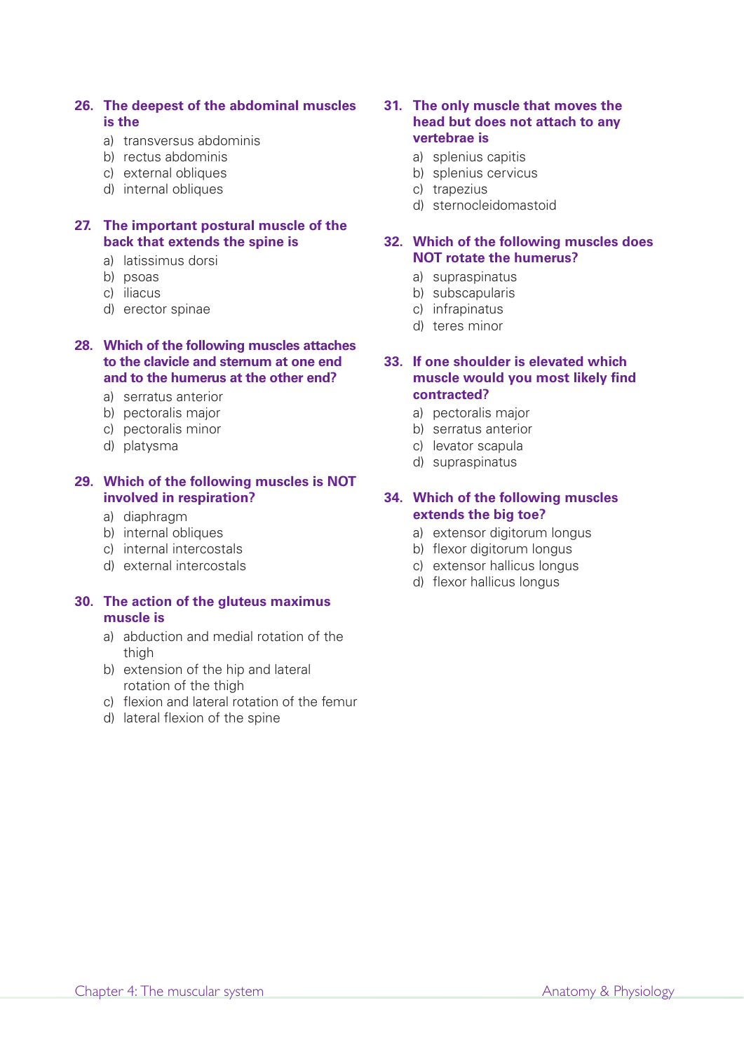**26. The deepest of the abdominal muscles is the**

a) transversus abdominis
b) rectus abdominis
c) external obliques
d) internal obliques

**27. The important postural muscle of the back that extends the spine is**

a) latissimus dorsi
b) psoas
c) iliacus
d) erector spinae

**28. Which of the following muscles attaches to the clavicle and sternum at one end and to the humerus at the other end?**

a) serratus anterior
b) pectoralis major
c) pectoralis minor
d) platysma

**29. Which of the following muscles is NOT involved in respiration?**

a) diaphragm
b) internal obliques
c) internal intercostals
d) external intercostals

**30. The action of the gluteus maximus muscle is**

a) abduction and medial rotation of the thigh
b) extension of the hip and lateral rotation of the thigh
c) flexion and lateral rotation of the femur
d) lateral flexion of the spine

**31. The only muscle that moves the head but does not attach to any vertebrae is**

a) splenius capitis
b) splenius cervicus
c) trapezius
d) sternocleidomastoid

**32. Which of the following muscles does NOT rotate the humerus?**

a) supraspinatus
b) subscapularis
c) infrapinatus
d) teres minor

**33. If one shoulder is elevated which muscle would you most likely find contracted?**

a) pectoralis major
b) serratus anterior
c) levator scapula
d) supraspinatus

**34. Which of the following muscles extends the big toe?**

a) extensor digitorum longus
b) flexor digitorum longus
c) extensor hallicus longus
d) flexor hallicus longus